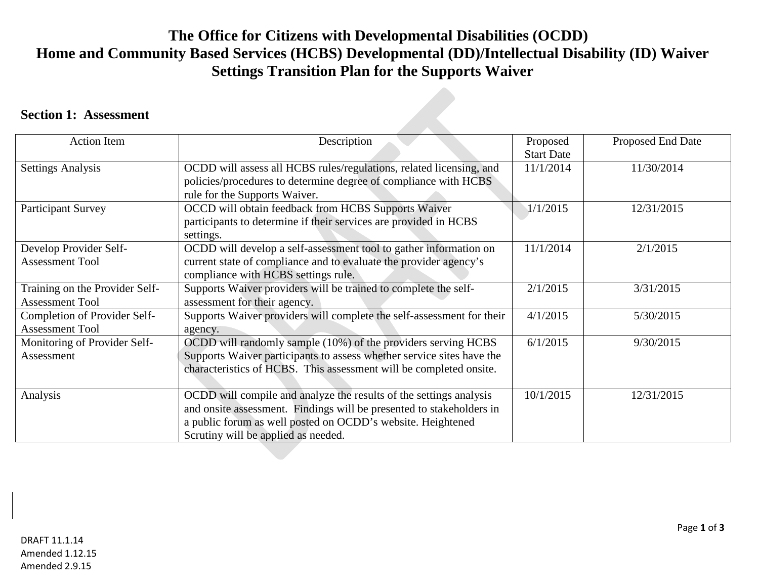# The Office for Citizens with Developmental Disabilities (OCDD)
# Home and Community Based Services (HCBS) Developmental (DD)/Intellectual Disability (ID) Waiver
# Settings Transition Plan for the Supports Waiver

## Section 1: Assessment

| Action Item | Description | Proposed Start Date | Proposed End Date |
|---|---|---|---|
| Settings Analysis | OCDD will assess all HCBS rules/regulations, related licensing, and policies/procedures to determine degree of compliance with HCBS rule for the Supports Waiver. | 11/1/2014 | 11/30/2014 |
| Participant Survey | OCCD will obtain feedback from HCBS Supports Waiver participants to determine if their services are provided in HCBS settings. | 1/1/2015 | 12/31/2015 |
| Develop Provider Self-Assessment Tool | OCDD will develop a self-assessment tool to gather information on current state of compliance and to evaluate the provider agency's compliance with HCBS settings rule. | 11/1/2014 | 2/1/2015 |
| Training on the Provider Self-Assessment Tool | Supports Waiver providers will be trained to complete the self-assessment for their agency. | 2/1/2015 | 3/31/2015 |
| Completion of Provider Self-Assessment Tool | Supports Waiver providers will complete the self-assessment for their agency. | 4/1/2015 | 5/30/2015 |
| Monitoring of Provider Self-Assessment | OCDD will randomly sample (10%) of the providers serving HCBS Supports Waiver participants to assess whether service sites have the characteristics of HCBS. This assessment will be completed onsite. | 6/1/2015 | 9/30/2015 |
| Analysis | OCDD will compile and analyze the results of the settings analysis and onsite assessment. Findings will be presented to stakeholders in a public forum as well posted on OCDD's website. Heightened Scrutiny will be applied as needed. | 10/1/2015 | 12/31/2015 |

DRAFT 11.1.14
Amended 1.12.15
Amended 2.9.15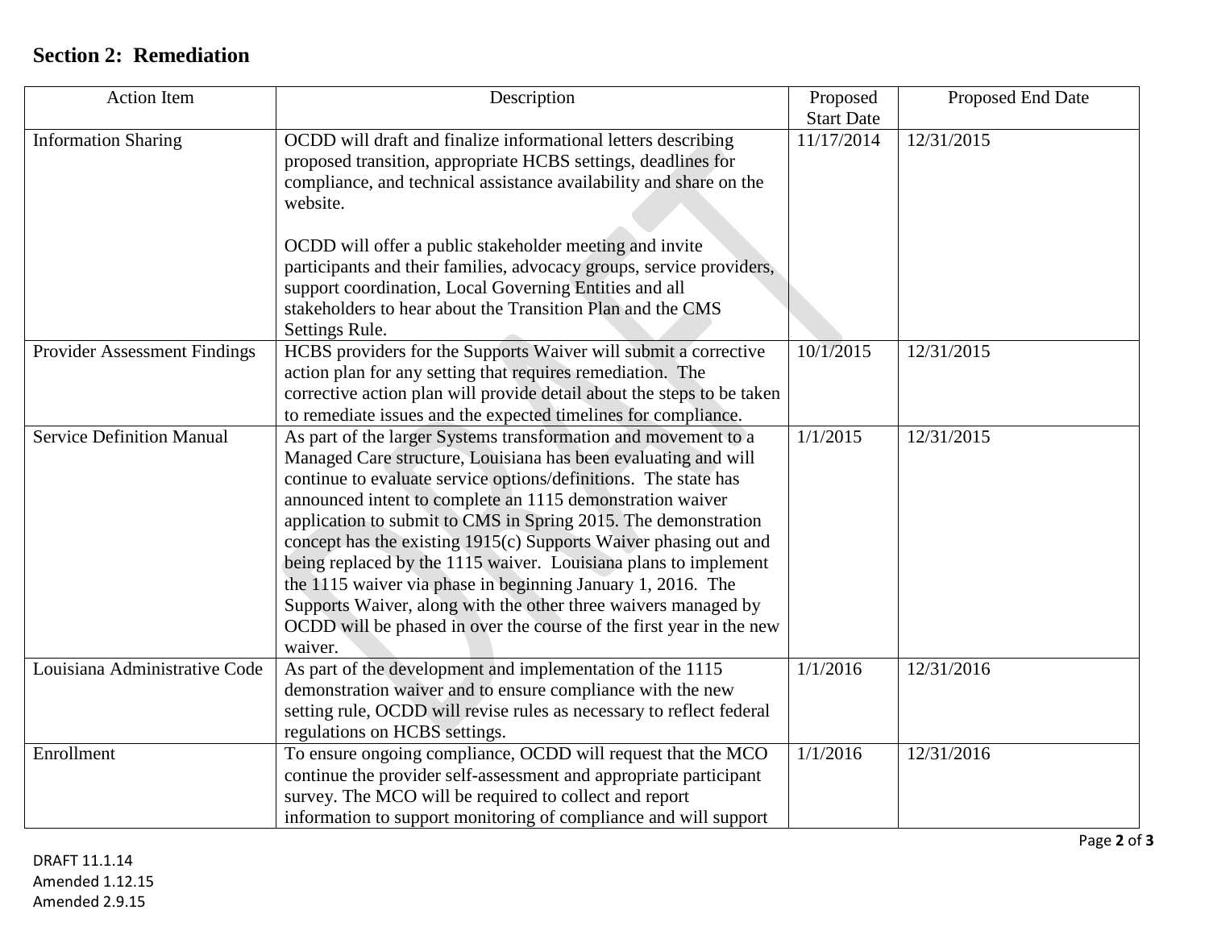## Section 2: Remediation

| Action Item | Description | Proposed Start Date | Proposed End Date |
|---|---|---|---|
| Information Sharing | OCDD will draft and finalize informational letters describing proposed transition, appropriate HCBS settings, deadlines for compliance, and technical assistance availability and share on the website.<br><br>OCDD will offer a public stakeholder meeting and invite participants and their families, advocacy groups, service providers, support coordination, Local Governing Entities and all stakeholders to hear about the Transition Plan and the CMS Settings Rule. | 11/17/2014 | 12/31/2015 |
| Provider Assessment Findings | HCBS providers for the Supports Waiver will submit a corrective action plan for any setting that requires remediation. The corrective action plan will provide detail about the steps to be taken to remediate issues and the expected timelines for compliance. | 10/1/2015 | 12/31/2015 |
| Service Definition Manual | As part of the larger Systems transformation and movement to a Managed Care structure, Louisiana has been evaluating and will continue to evaluate service options/definitions. The state has announced intent to complete an 1115 demonstration waiver application to submit to CMS in Spring 2015. The demonstration concept has the existing 1915(c) Supports Waiver phasing out and being replaced by the 1115 waiver. Louisiana plans to implement the 1115 waiver via phase in beginning January 1, 2016. The Supports Waiver, along with the other three waivers managed by OCDD will be phased in over the course of the first year in the new waiver. | 1/1/2015 | 12/31/2015 |
| Louisiana Administrative Code | As part of the development and implementation of the 1115 demonstration waiver and to ensure compliance with the new setting rule, OCDD will revise rules as necessary to reflect federal regulations on HCBS settings. | 1/1/2016 | 12/31/2016 |
| Enrollment | To ensure ongoing compliance, OCDD will request that the MCO continue the provider self-assessment and appropriate participant survey. The MCO will be required to collect and report information to support monitoring of compliance and will support | 1/1/2016 | 12/31/2016 |

DRAFT 11.1.14
Amended 1.12.15
Amended 2.9.15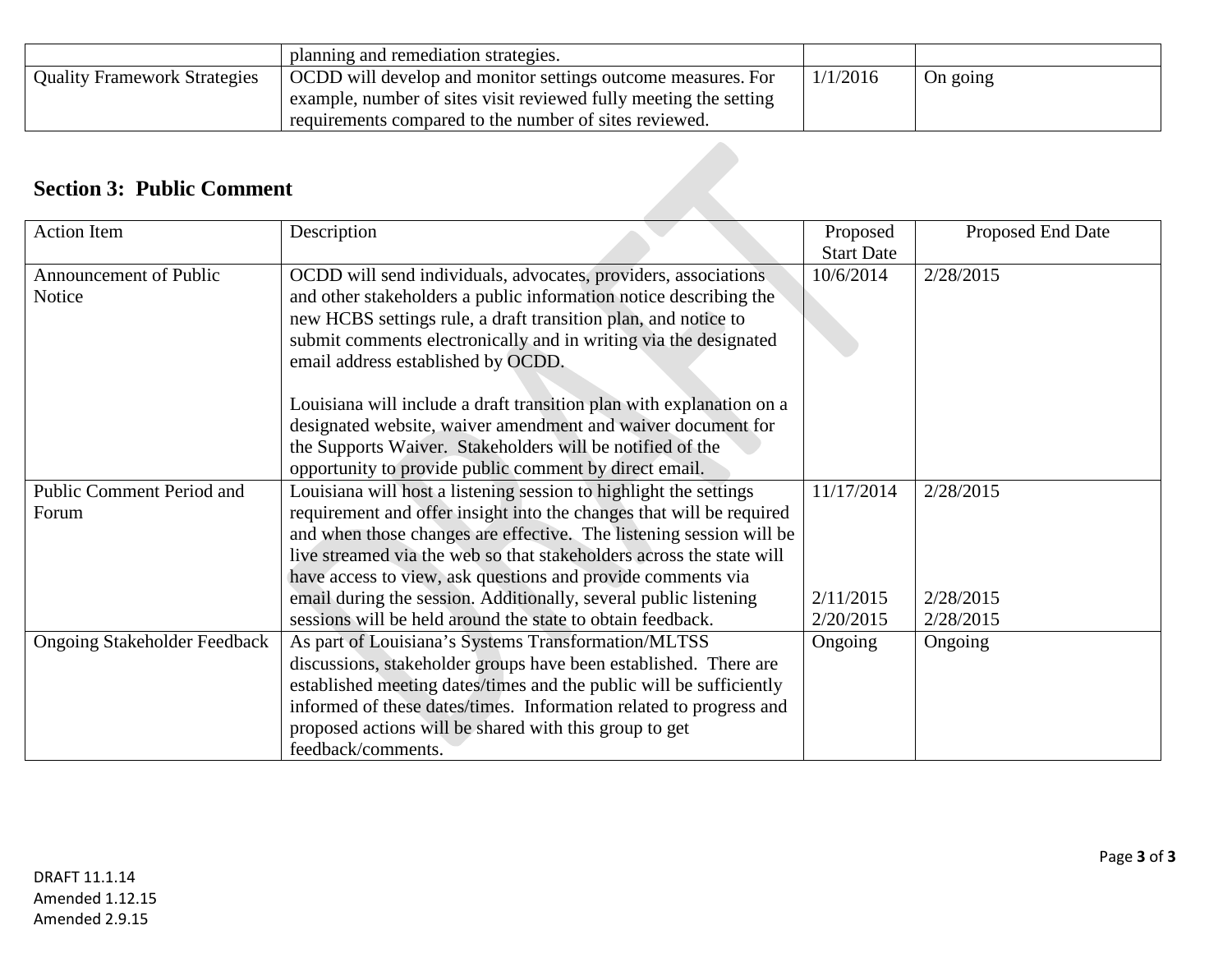| | | | |
|---|---|---|---|
| | planning and remediation strategies. | | |
| Quality Framework Strategies | OCDD will develop and monitor settings outcome measures. For example, number of sites visit reviewed fully meeting the setting requirements compared to the number of sites reviewed. | 1/1/2016 | On going |

## Section 3: Public Comment

| Action Item | Description | Proposed Start Date | Proposed End Date |
|---|---|---|---|
| Announcement of Public Notice | OCDD will send individuals, advocates, providers, associations and other stakeholders a public information notice describing the new HCBS settings rule, a draft transition plan, and notice to submit comments electronically and in writing via the designated email address established by OCDD.<br><br>Louisiana will include a draft transition plan with explanation on a designated website, waiver amendment and waiver document for the Supports Waiver. Stakeholders will be notified of the opportunity to provide public comment by direct email. | 10/6/2014 | 2/28/2015 |
| Public Comment Period and Forum | Louisiana will host a listening session to highlight the settings requirement and offer insight into the changes that will be required and when those changes are effective. The listening session will be live streamed via the web so that stakeholders across the state will have access to view, ask questions and provide comments via email during the session. Additionally, several public listening sessions will be held around the state to obtain feedback. | 11/17/2014<br><br>2/11/2015<br>2/20/2015 | 2/28/2015<br><br>2/28/2015<br>2/28/2015 |
| Ongoing Stakeholder Feedback | As part of Louisiana's Systems Transformation/MLTSS discussions, stakeholder groups have been established. There are established meeting dates/times and the public will be sufficiently informed of these dates/times. Information related to progress and proposed actions will be shared with this group to get feedback/comments. | Ongoing | Ongoing |

DRAFT 11.1.14
Amended 1.12.15
Amended 2.9.15